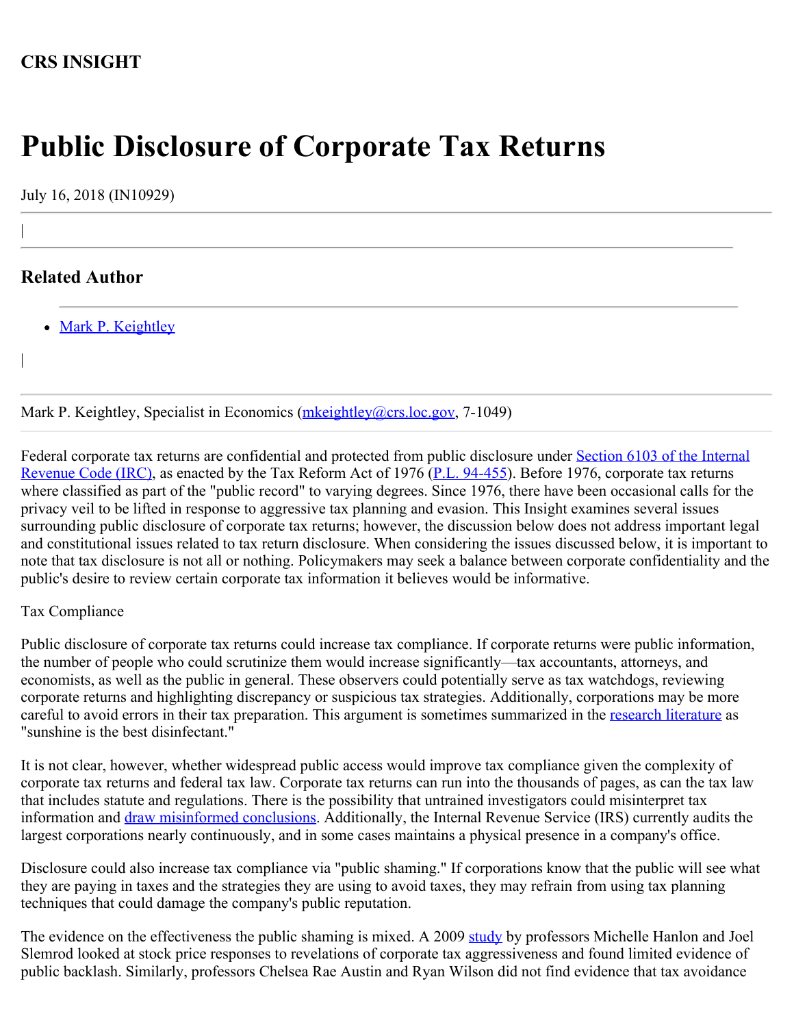**CRS INSIGHT**

# Public Disclosure of Corporate Tax Returns

July 16, 2018 (IN10929)

## Related Author

- Mark P. Keightley

Mark P. Keightley, Specialist in Economics (mkeightley@crs.loc.gov, 7-1049)

Federal corporate tax returns are confidential and protected from public disclosure under Section 6103 of the Internal Revenue Code (IRC), as enacted by the Tax Reform Act of 1976 (P.L. 94-455). Before 1976, corporate tax returns where classified as part of the "public record" to varying degrees. Since 1976, there have been occasional calls for the privacy veil to be lifted in response to aggressive tax planning and evasion. This Insight examines several issues surrounding public disclosure of corporate tax returns; however, the discussion below does not address important legal and constitutional issues related to tax return disclosure. When considering the issues discussed below, it is important to note that tax disclosure is not all or nothing. Policymakers may seek a balance between corporate confidentiality and the public's desire to review certain corporate tax information it believes would be informative.

Tax Compliance

Public disclosure of corporate tax returns could increase tax compliance. If corporate returns were public information, the number of people who could scrutinize them would increase significantly—tax accountants, attorneys, and economists, as well as the public in general. These observers could potentially serve as tax watchdogs, reviewing corporate returns and highlighting discrepancy or suspicious tax strategies. Additionally, corporations may be more careful to avoid errors in their tax preparation. This argument is sometimes summarized in the research literature as "sunshine is the best disinfectant."

It is not clear, however, whether widespread public access would improve tax compliance given the complexity of corporate tax returns and federal tax law. Corporate tax returns can run into the thousands of pages, as can the tax law that includes statute and regulations. There is the possibility that untrained investigators could misinterpret tax information and draw misinformed conclusions. Additionally, the Internal Revenue Service (IRS) currently audits the largest corporations nearly continuously, and in some cases maintains a physical presence in a company's office.

Disclosure could also increase tax compliance via "public shaming." If corporations know that the public will see what they are paying in taxes and the strategies they are using to avoid taxes, they may refrain from using tax planning techniques that could damage the company's public reputation.

The evidence on the effectiveness the public shaming is mixed. A 2009 study by professors Michelle Hanlon and Joel Slemrod looked at stock price responses to revelations of corporate tax aggressiveness and found limited evidence of public backlash. Similarly, professors Chelsea Rae Austin and Ryan Wilson did not find evidence that tax avoidance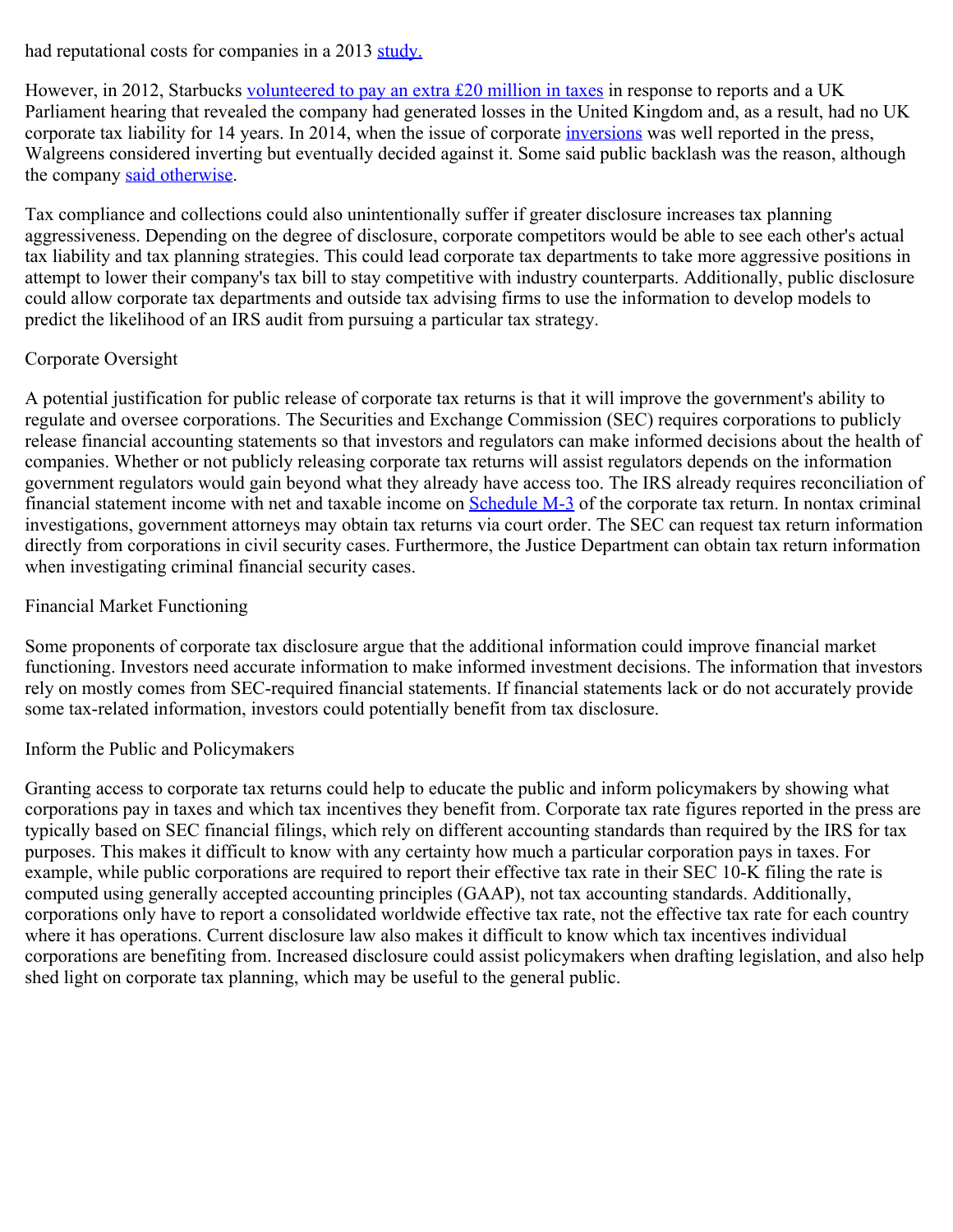had reputational costs for companies in a 2013 study.

However, in 2012, Starbucks volunteered to pay an extra £20 million in taxes in response to reports and a UK Parliament hearing that revealed the company had generated losses in the United Kingdom and, as a result, had no UK corporate tax liability for 14 years. In 2014, when the issue of corporate inversions was well reported in the press, Walgreens considered inverting but eventually decided against it. Some said public backlash was the reason, although the company said otherwise.

Tax compliance and collections could also unintentionally suffer if greater disclosure increases tax planning aggressiveness. Depending on the degree of disclosure, corporate competitors would be able to see each other's actual tax liability and tax planning strategies. This could lead corporate tax departments to take more aggressive positions in attempt to lower their company's tax bill to stay competitive with industry counterparts. Additionally, public disclosure could allow corporate tax departments and outside tax advising firms to use the information to develop models to predict the likelihood of an IRS audit from pursuing a particular tax strategy.

## Corporate Oversight

A potential justification for public release of corporate tax returns is that it will improve the government's ability to regulate and oversee corporations. The Securities and Exchange Commission (SEC) requires corporations to publicly release financial accounting statements so that investors and regulators can make informed decisions about the health of companies. Whether or not publicly releasing corporate tax returns will assist regulators depends on the information government regulators would gain beyond what they already have access too. The IRS already requires reconciliation of financial statement income with net and taxable income on Schedule M-3 of the corporate tax return. In nontax criminal investigations, government attorneys may obtain tax returns via court order. The SEC can request tax return information directly from corporations in civil security cases. Furthermore, the Justice Department can obtain tax return information when investigating criminal financial security cases.

## Financial Market Functioning

Some proponents of corporate tax disclosure argue that the additional information could improve financial market functioning. Investors need accurate information to make informed investment decisions. The information that investors rely on mostly comes from SEC-required financial statements. If financial statements lack or do not accurately provide some tax-related information, investors could potentially benefit from tax disclosure.

## Inform the Public and Policymakers

Granting access to corporate tax returns could help to educate the public and inform policymakers by showing what corporations pay in taxes and which tax incentives they benefit from. Corporate tax rate figures reported in the press are typically based on SEC financial filings, which rely on different accounting standards than required by the IRS for tax purposes. This makes it difficult to know with any certainty how much a particular corporation pays in taxes. For example, while public corporations are required to report their effective tax rate in their SEC 10-K filing the rate is computed using generally accepted accounting principles (GAAP), not tax accounting standards. Additionally, corporations only have to report a consolidated worldwide effective tax rate, not the effective tax rate for each country where it has operations. Current disclosure law also makes it difficult to know which tax incentives individual corporations are benefiting from. Increased disclosure could assist policymakers when drafting legislation, and also help shed light on corporate tax planning, which may be useful to the general public.